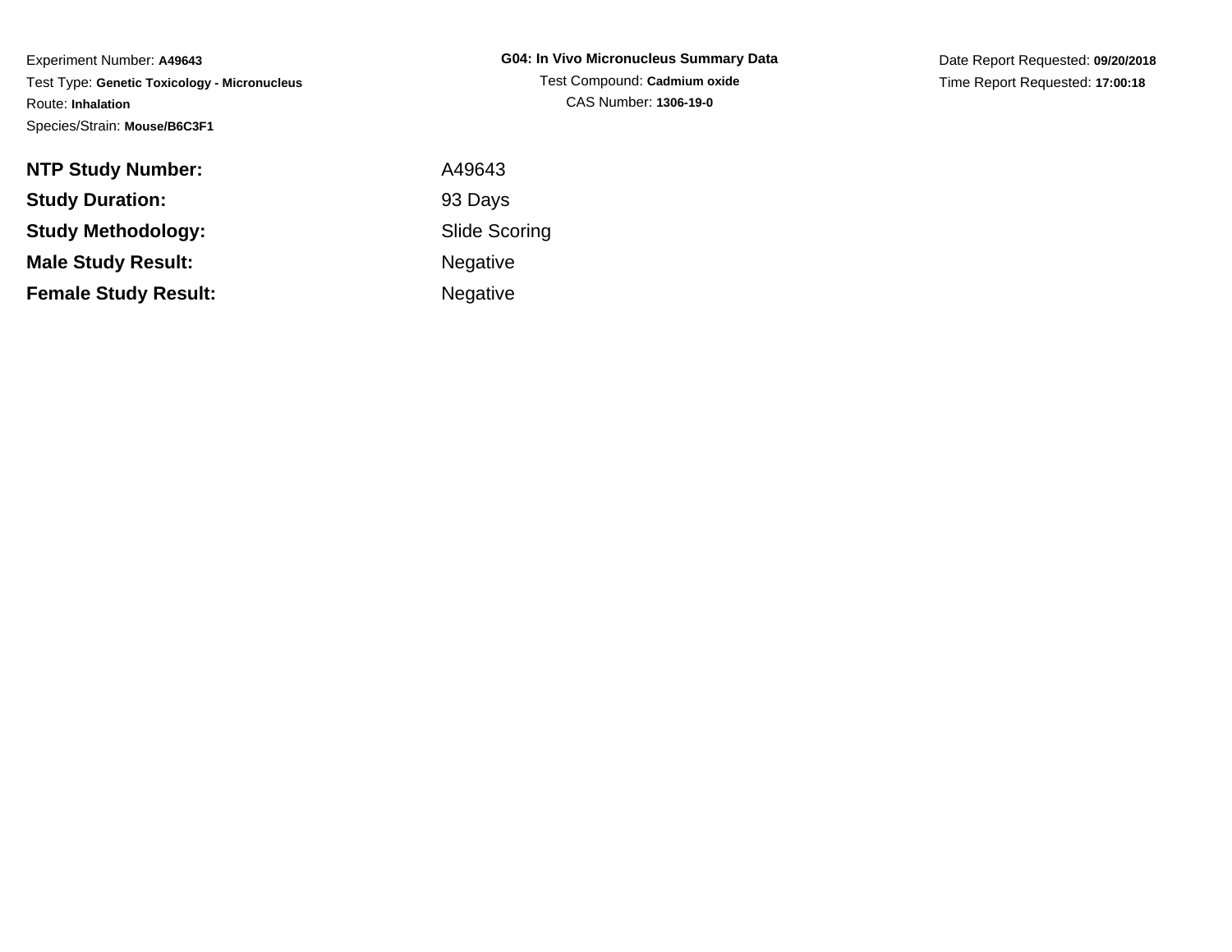Experiment Number: **A49643**
Test Type: **Genetic Toxicology - Micronucleus**
Route: **Inhalation**
Species/Strain: **Mouse/B6C3F1**

**G04: In Vivo Micronucleus Summary Data**
Test Compound: **Cadmium oxide**
CAS Number: **1306-19-0**

Date Report Requested: **09/20/2018**
Time Report Requested: **17:00:18**

| | |
|---|---|
| **NTP Study Number:** | A49643 |
| **Study Duration:** | 93 Days |
| **Study Methodology:** | Slide Scoring |
| **Male Study Result:** | Negative |
| **Female Study Result:** | Negative |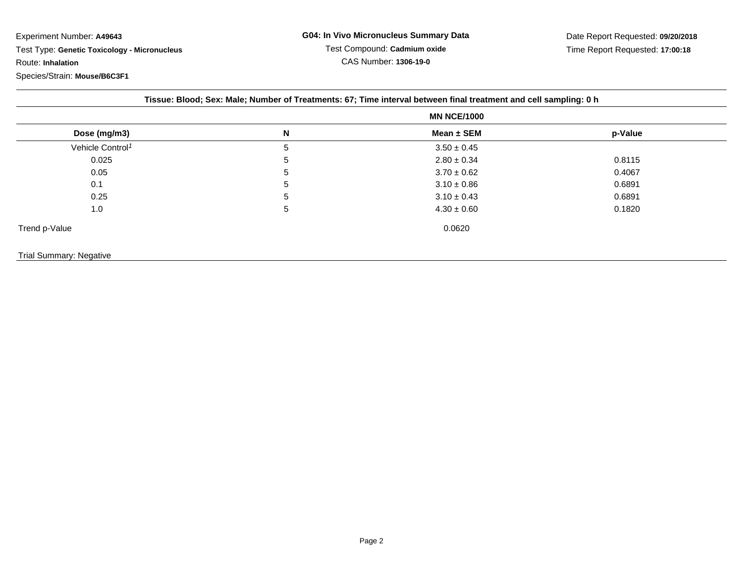Experiment Number: **A49643**

Test Type: **Genetic Toxicology - Micronucleus**

Route: **Inhalation**

Species/Strain: **Mouse/B6C3F1**

**G04: In Vivo Micronucleus Summary Data**

Test Compound: **Cadmium oxide**

CAS Number: **1306-19-0**

Date Report Requested: **09/20/2018**

Time Report Requested: **17:00:18**

**Tissue: Blood; Sex: Male; Number of Treatments: 67; Time interval between final treatment and cell sampling: 0 h**

| | | MN NCE/1000 | |
|---|---|---|---|
| **Dose (mg/m3)** | **N** | **Mean ± SEM** | **p-Value** |
| Vehicle Control[1] | 5 | 3.50 ± 0.45 | |
| 0.025 | 5 | 2.80 ± 0.34 | 0.8115 |
| 0.05 | 5 | 3.70 ± 0.62 | 0.4067 |
| 0.1 | 5 | 3.10 ± 0.86 | 0.6891 |
| 0.25 | 5 | 3.10 ± 0.43 | 0.6891 |
| 1.0 | 5 | 4.30 ± 0.60 | 0.1820 |
| Trend p-Value | | 0.0620 | |

Trial Summary: Negative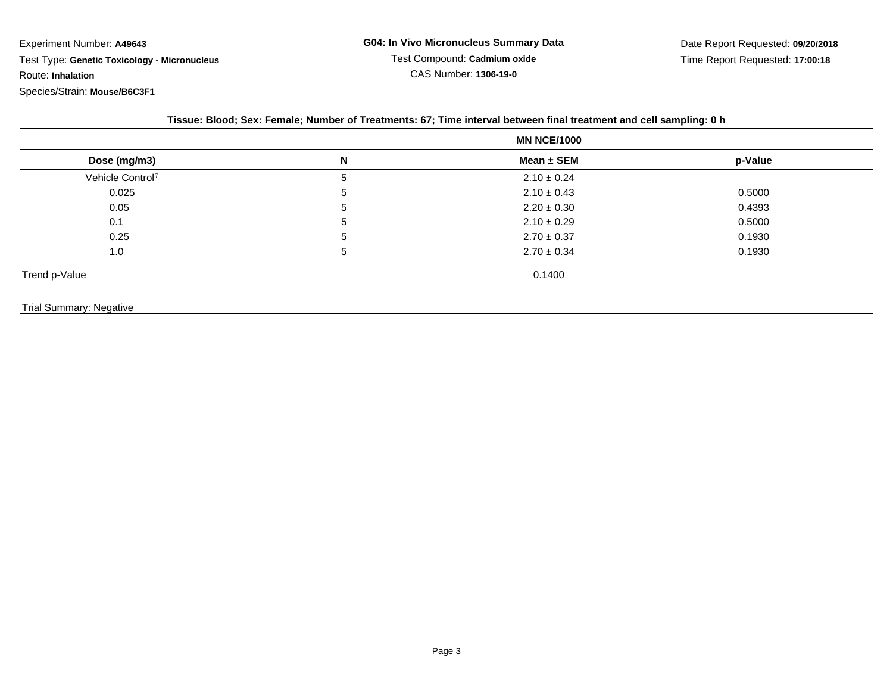Experiment Number: **A49643**

Test Type: **Genetic Toxicology - Micronucleus**

Route: **Inhalation**

Species/Strain: **Mouse/B6C3F1**

**G04: In Vivo Micronucleus Summary Data**

Test Compound: **Cadmium oxide**

CAS Number: **1306-19-0**

Date Report Requested: **09/20/2018**

Time Report Requested: **17:00:18**

**Tissue: Blood; Sex: Female; Number of Treatments: 67; Time interval between final treatment and cell sampling: 0 h**

| | | MN NCE/1000 | |
|---|---|---|---|
| **Dose (mg/m3)** | **N** | **Mean ± SEM** | **p-Value** |
| Vehicle Control[1] | 5 | 2.10 ± 0.24 | |
| 0.025 | 5 | 2.10 ± 0.43 | 0.5000 |
| 0.05 | 5 | 2.20 ± 0.30 | 0.4393 |
| 0.1 | 5 | 2.10 ± 0.29 | 0.5000 |
| 0.25 | 5 | 2.70 ± 0.37 | 0.1930 |
| 1.0 | 5 | 2.70 ± 0.34 | 0.1930 |
| Trend p-Value | | 0.1400 | |

Trial Summary: Negative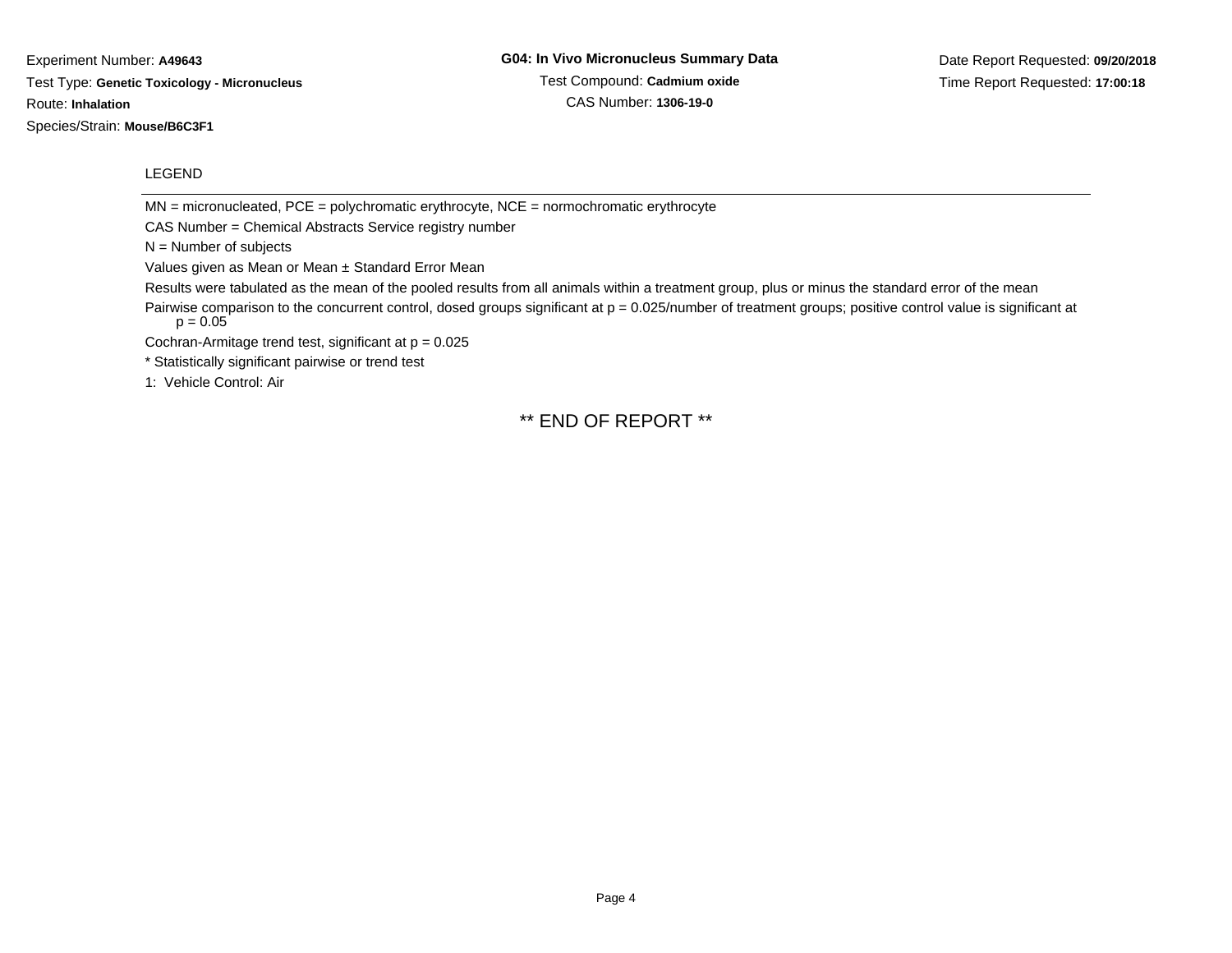Experiment Number: **A49643**

Test Type: **Genetic Toxicology - Micronucleus**

Route: **Inhalation**

Species/Strain: **Mouse/B6C3F1**

**G04: In Vivo Micronucleus Summary Data**

Test Compound: **Cadmium oxide**

CAS Number: **1306-19-0**

Date Report Requested: **09/20/2018**

Time Report Requested: **17:00:18**

LEGEND

MN = micronucleated, PCE = polychromatic erythrocyte, NCE = normochromatic erythrocyte

CAS Number = Chemical Abstracts Service registry number

N = Number of subjects

Values given as Mean or Mean ± Standard Error Mean

Results were tabulated as the mean of the pooled results from all animals within a treatment group, plus or minus the standard error of the mean

Pairwise comparison to the concurrent control, dosed groups significant at p = 0.025/number of treatment groups; positive control value is significant at p = 0.05

Cochran-Armitage trend test, significant at p = 0.025

* Statistically significant pairwise or trend test

1: Vehicle Control: Air

** END OF REPORT **